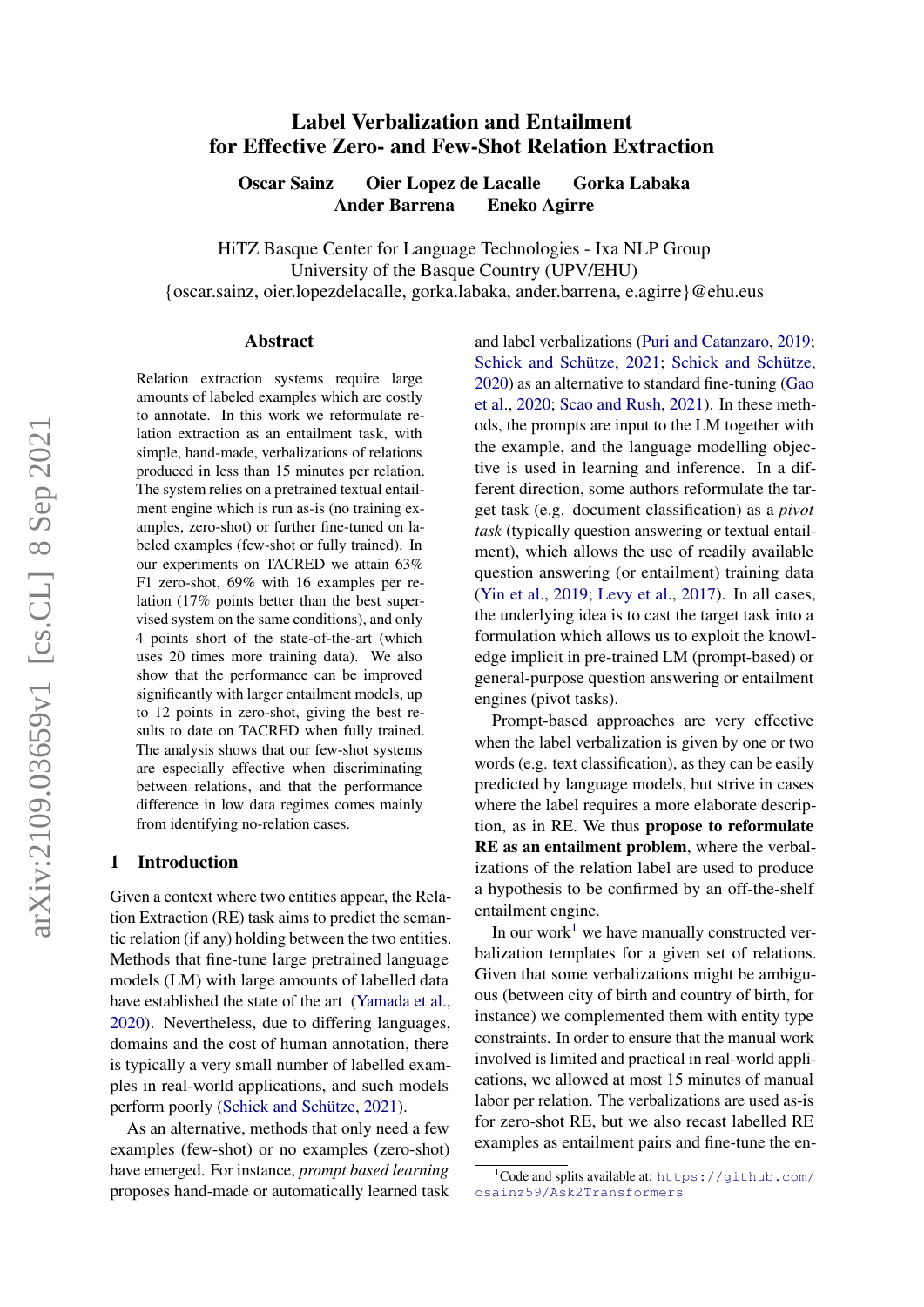# Label Verbalization and Entailment for Effective Zero- and Few-Shot Relation Extraction

**Oscar Sainz Oier Lopez de Lacalle Gorka Labaka Ander Barrena Eneko Agirre**

HiTZ Basque Center for Language Technologies - Ixa NLP Group
University of the Basque Country (UPV/EHU)
{oscar.sainz, oier.lopezdelacalle, gorka.labaka, ander.barrena, e.agirre}@ehu.eus

## Abstract

Relation extraction systems require large amounts of labeled examples which are costly to annotate. In this work we reformulate relation extraction as an entailment task, with simple, hand-made, verbalizations of relations produced in less than 15 minutes per relation. The system relies on a pretrained textual entailment engine which is run as-is (no training examples, zero-shot) or further fine-tuned on labeled examples (few-shot or fully trained). In our experiments on TACRED we attain 63% F1 zero-shot, 69% with 16 examples per relation (17% points better than the best supervised system on the same conditions), and only 4 points short of the state-of-the-art (which uses 20 times more training data). We also show that the performance can be improved significantly with larger entailment models, up to 12 points in zero-shot, giving the best results to date on TACRED when fully trained. The analysis shows that our few-shot systems are especially effective when discriminating between relations, and that the performance difference in low data regimes comes mainly from identifying no-relation cases.

## 1 Introduction

Given a context where two entities appear, the Relation Extraction (RE) task aims to predict the semantic relation (if any) holding between the two entities. Methods that fine-tune large pretrained language models (LM) with large amounts of labelled data have established the state of the art (Yamada et al., 2020). Nevertheless, due to differing languages, domains and the cost of human annotation, there is typically a very small number of labelled examples in real-world applications, and such models perform poorly (Schick and Schütze, 2021).

As an alternative, methods that only need a few examples (few-shot) or no examples (zero-shot) have emerged. For instance, *prompt based learning* proposes hand-made or automatically learned task and label verbalizations (Puri and Catanzaro, 2019; Schick and Schütze, 2021; Schick and Schütze, 2020) as an alternative to standard fine-tuning (Gao et al., 2020; Scao and Rush, 2021). In these methods, the prompts are input to the LM together with the example, and the language modelling objective is used in learning and inference. In a different direction, some authors reformulate the target task (e.g. document classification) as a *pivot task* (typically question answering or textual entailment), which allows the use of readily available question answering (or entailment) training data (Yin et al., 2019; Levy et al., 2017). In all cases, the underlying idea is to cast the target task into a formulation which allows us to exploit the knowledge implicit in pre-trained LM (prompt-based) or general-purpose question answering or entailment engines (pivot tasks).

Prompt-based approaches are very effective when the label verbalization is given by one or two words (e.g. text classification), as they can be easily predicted by language models, but strive in cases where the label requires a more elaborate description, as in RE. We thus **propose to reformulate RE as an entailment problem**, where the verbalizations of the relation label are used to produce a hypothesis to be confirmed by an off-the-shelf entailment engine.

In our work[1] we have manually constructed verbalization templates for a given set of relations. Given that some verbalizations might be ambiguous (between city of birth and country of birth, for instance) we complemented them with entity type constraints. In order to ensure that the manual work involved is limited and practical in real-world applications, we allowed at most 15 minutes of manual labor per relation. The verbalizations are used as-is for zero-shot RE, but we also recast labelled RE examples as entailment pairs and fine-tune the en-

[1] Code and splits available at: https://github.com/osainz59/Ask2Transformers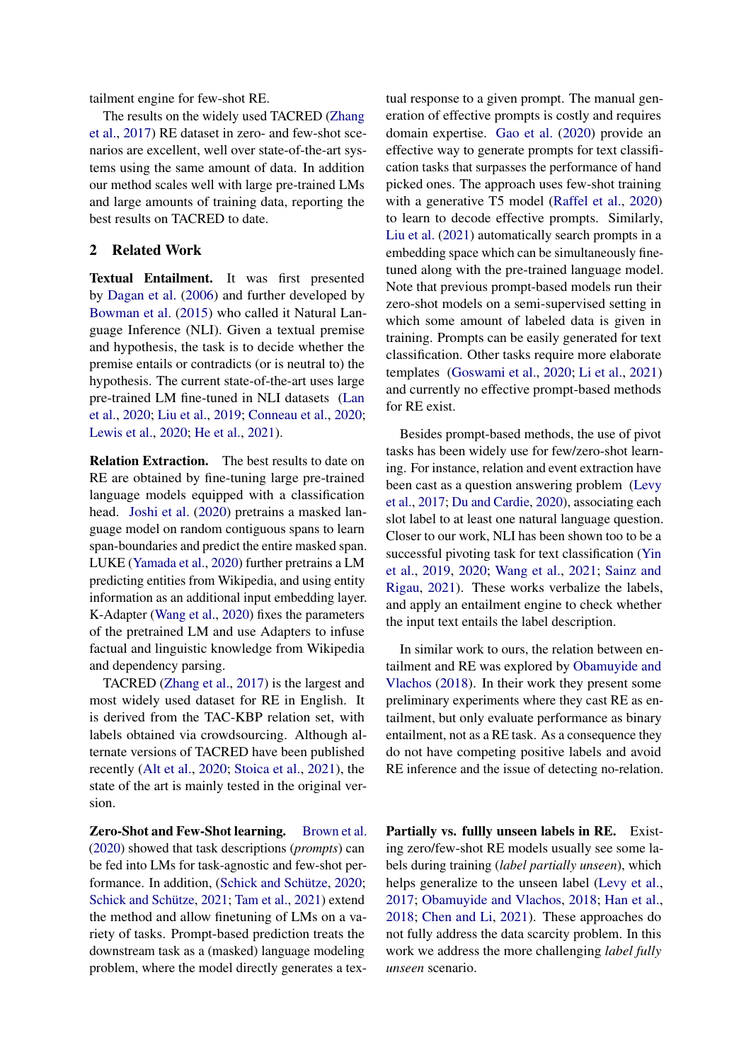tailment engine for few-shot RE.

The results on the widely used TACRED (Zhang et al., 2017) RE dataset in zero- and few-shot scenarios are excellent, well over state-of-the-art systems using the same amount of data. In addition our method scales well with large pre-trained LMs and large amounts of training data, reporting the best results on TACRED to date.

## 2 Related Work

**Textual Entailment.** It was first presented by Dagan et al. (2006) and further developed by Bowman et al. (2015) who called it Natural Language Inference (NLI). Given a textual premise and hypothesis, the task is to decide whether the premise entails or contradicts (or is neutral to) the hypothesis. The current state-of-the-art uses large pre-trained LM fine-tuned in NLI datasets (Lan et al., 2020; Liu et al., 2019; Conneau et al., 2020; Lewis et al., 2020; He et al., 2021).

**Relation Extraction.** The best results to date on RE are obtained by fine-tuning large pre-trained language models equipped with a classification head. Joshi et al. (2020) pretrains a masked language model on random contiguous spans to learn span-boundaries and predict the entire masked span. LUKE (Yamada et al., 2020) further pretrains a LM predicting entities from Wikipedia, and using entity information as an additional input embedding layer. K-Adapter (Wang et al., 2020) fixes the parameters of the pretrained LM and use Adapters to infuse factual and linguistic knowledge from Wikipedia and dependency parsing.

TACRED (Zhang et al., 2017) is the largest and most widely used dataset for RE in English. It is derived from the TAC-KBP relation set, with labels obtained via crowdsourcing. Although alternate versions of TACRED have been published recently (Alt et al., 2020; Stoica et al., 2021), the state of the art is mainly tested in the original version.

**Zero-Shot and Few-Shot learning.** Brown et al. (2020) showed that task descriptions (*prompts*) can be fed into LMs for task-agnostic and few-shot performance. In addition, (Schick and Schütze, 2020; Schick and Schütze, 2021; Tam et al., 2021) extend the method and allow finetuning of LMs on a variety of tasks. Prompt-based prediction treats the downstream task as a (masked) language modeling problem, where the model directly generates a textual response to a given prompt. The manual generation of effective prompts is costly and requires domain expertise. Gao et al. (2020) provide an effective way to generate prompts for text classification tasks that surpasses the performance of hand picked ones. The approach uses few-shot training with a generative T5 model (Raffel et al., 2020) to learn to decode effective prompts. Similarly, Liu et al. (2021) automatically search prompts in a embedding space which can be simultaneously fine-tuned along with the pre-trained language model. Note that previous prompt-based models run their zero-shot models on a semi-supervised setting in which some amount of labeled data is given in training. Prompts can be easily generated for text classification. Other tasks require more elaborate templates (Goswami et al., 2020; Li et al., 2021) and currently no effective prompt-based methods for RE exist.

Besides prompt-based methods, the use of pivot tasks has been widely use for few/zero-shot learning. For instance, relation and event extraction have been cast as a question answering problem (Levy et al., 2017; Du and Cardie, 2020), associating each slot label to at least one natural language question. Closer to our work, NLI has been shown too to be a successful pivoting task for text classification (Yin et al., 2019, 2020; Wang et al., 2021; Sainz and Rigau, 2021). These works verbalize the labels, and apply an entailment engine to check whether the input text entails the label description.

In similar work to ours, the relation between entailment and RE was explored by Obamuyide and Vlachos (2018). In their work they present some preliminary experiments where they cast RE as entailment, but only evaluate performance as binary entailment, not as a RE task. As a consequence they do not have competing positive labels and avoid RE inference and the issue of detecting no-relation.

**Partially vs. fullly unseen labels in RE.** Existing zero/few-shot RE models usually see some labels during training (*label partially unseen*), which helps generalize to the unseen label (Levy et al., 2017; Obamuyide and Vlachos, 2018; Han et al., 2018; Chen and Li, 2021). These approaches do not fully address the data scarcity problem. In this work we address the more challenging *label fully unseen* scenario.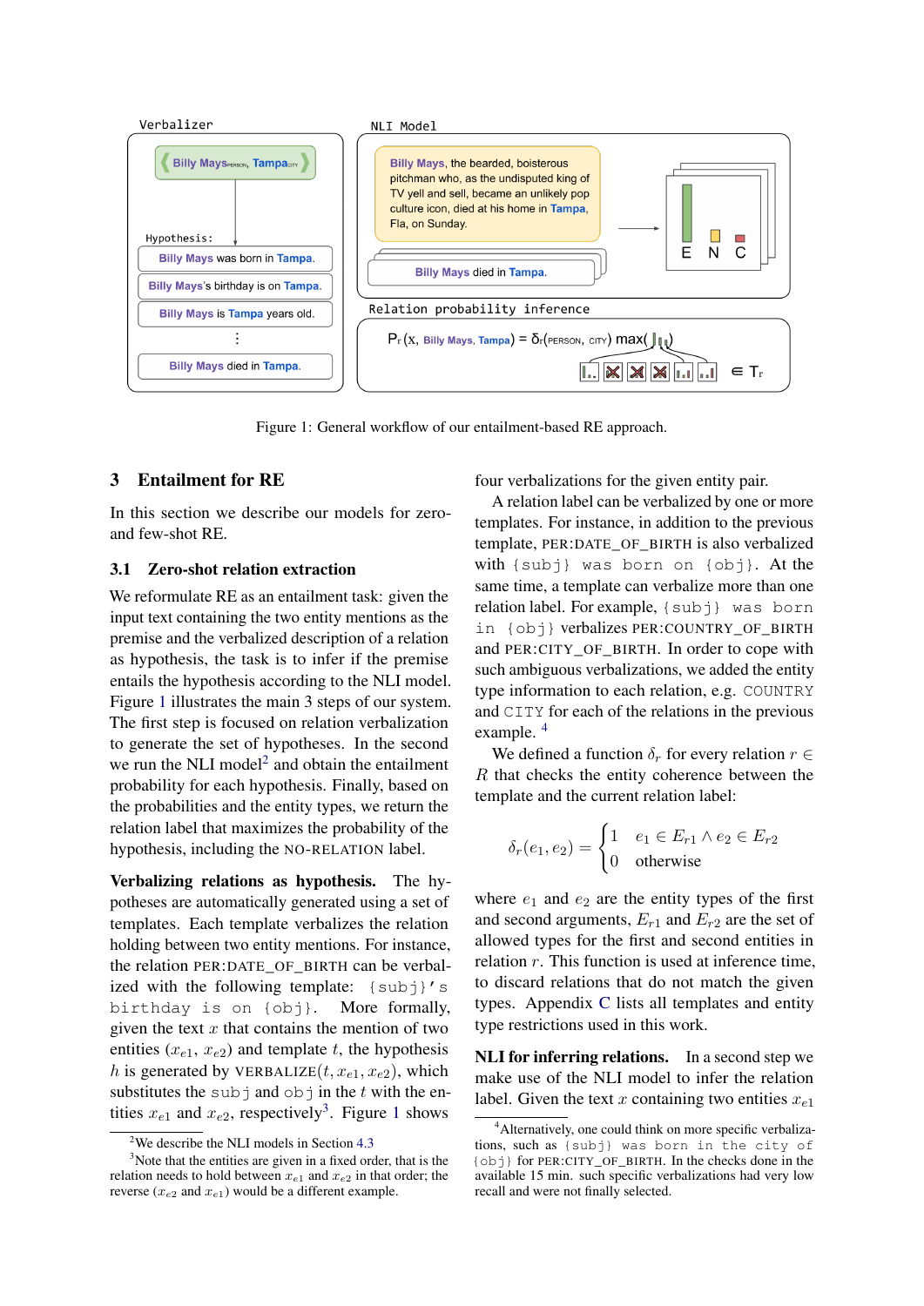Figure 1: General workflow of our entailment-based RE approach.

## 3 Entailment for RE

In this section we describe our models for zero- and few-shot RE.

### 3.1 Zero-shot relation extraction

We reformulate RE as an entailment task: given the input text containing the two entity mentions as the premise and the verbalized description of a relation as hypothesis, the task is to infer if the premise entails the hypothesis according to the NLI model. Figure 1 illustrates the main 3 steps of our system. The first step is focused on relation verbalization to generate the set of hypotheses. In the second we run the NLI model[2] and obtain the entailment probability for each hypothesis. Finally, based on the probabilities and the entity types, we return the relation label that maximizes the probability of the hypothesis, including the NO-RELATION label.

**Verbalizing relations as hypothesis.** The hypotheses are automatically generated using a set of templates. Each template verbalizes the relation holding between two entity mentions. For instance, the relation PER:DATE_OF_BIRTH can be verbalized with the following template: `{subj}'s birthday is on {obj}`. More formally, given the text $x$ that contains the mention of two entities ($x_{e1}$, $x_{e2}$) and template $t$, the hypothesis $h$ is generated by VERBALIZE($t, x_{e1}, x_{e2}$), which substitutes the `subj` and `obj` in the $t$ with the entities $x_{e1}$ and $x_{e2}$, respectively[3]. Figure 1 shows four verbalizations for the given entity pair.

A relation label can be verbalized by one or more templates. For instance, in addition to the previous template, PER:DATE_OF_BIRTH is also verbalized with `{subj} was born on {obj}`. At the same time, a template can verbalize more than one relation label. For example, `{subj} was born in {obj}` verbalizes PER:COUNTRY_OF_BIRTH and PER:CITY_OF_BIRTH. In order to cope with such ambiguous verbalizations, we added the entity type information to each relation, e.g. `COUNTRY` and `CITY` for each of the relations in the previous example. [4]

We defined a function $\delta_r$ for every relation $r \in R$ that checks the entity coherence between the template and the current relation label:

$$\delta_r(e_1, e_2) = \begin{cases} 1 & e_1 \in E_{r1} \land e_2 \in E_{r2} \\ 0 & \text{otherwise} \end{cases}$$

where $e_1$ and $e_2$ are the entity types of the first and second arguments, $E_{r1}$ and $E_{r2}$ are the set of allowed types for the first and second entities in relation $r$. This function is used at inference time, to discard relations that do not match the given types. Appendix C lists all templates and entity type restrictions used in this work.

**NLI for inferring relations.** In a second step we make use of the NLI model to infer the relation label. Given the text $x$ containing two entities $x_{e1}$

[2] We describe the NLI models in Section 4.3

[3] Note that the entities are given in a fixed order, that is the relation needs to hold between $x_{e1}$ and $x_{e2}$ in that order; the reverse ($x_{e2}$ and $x_{e1}$) would be a different example.

[4] Alternatively, one could think on more specific verbalizations, such as `{subj} was born in the city of {obj}` for PER:CITY_OF_BIRTH. In the checks done in the available 15 min. such specific verbalizations had very low recall and were not finally selected.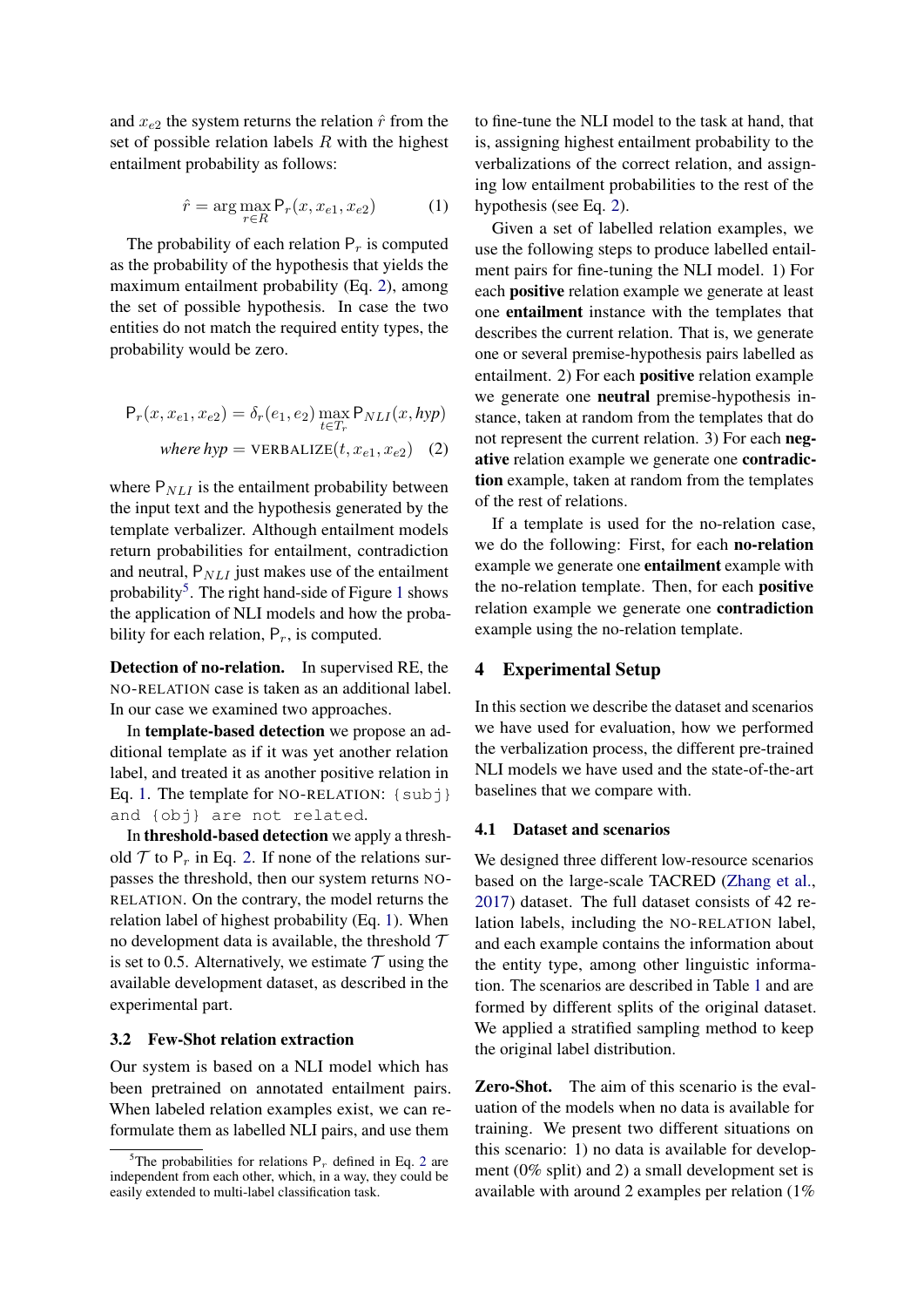and $x_{e2}$ the system returns the relation $\hat{r}$ from the set of possible relation labels $R$ with the highest entailment probability as follows:

$$\hat{r} = \arg\max_{r \in R} \mathsf{P}_r(x, x_{e1}, x_{e2}) \quad (1)$$

The probability of each relation $\mathsf{P}_r$ is computed as the probability of the hypothesis that yields the maximum entailment probability (Eq. 2), among the set of possible hypothesis. In case the two entities do not match the required entity types, the probability would be zero.

$$\mathsf{P}_r(x, x_{e1}, x_{e2}) = \delta_r(e_1, e_2) \max_{t \in T_r} \mathsf{P}_{NLI}(x, hyp)$$
$$\textit{where } hyp = \text{VERBALIZE}(t, x_{e1}, x_{e2}) \quad (2)$$

where $\mathsf{P}_{NLI}$ is the entailment probability between the input text and the hypothesis generated by the template verbalizer. Although entailment models return probabilities for entailment, contradiction and neutral, $\mathsf{P}_{NLI}$ just makes use of the entailment probability[5]. The right hand-side of Figure 1 shows the application of NLI models and how the probability for each relation, $\mathsf{P}_r$, is computed.

**Detection of no-relation.** In supervised RE, the NO-RELATION case is taken as an additional label. In our case we examined two approaches.

In **template-based detection** we propose an additional template as if it was yet another relation label, and treated it as another positive relation in Eq. 1. The template for NO-RELATION: `{subj} and {obj} are not related`.

In **threshold-based detection** we apply a threshold $\mathcal{T}$ to $\mathsf{P}_r$ in Eq. 2. If none of the relations surpasses the threshold, then our system returns NO-RELATION. On the contrary, the model returns the relation label of highest probability (Eq. 1). When no development data is available, the threshold $\mathcal{T}$ is set to 0.5. Alternatively, we estimate $\mathcal{T}$ using the available development dataset, as described in the experimental part.

### 3.2 Few-Shot relation extraction

Our system is based on a NLI model which has been pretrained on annotated entailment pairs. When labeled relation examples exist, we can reformulate them as labelled NLI pairs, and use them to fine-tune the NLI model to the task at hand, that is, assigning highest entailment probability to the verbalizations of the correct relation, and assigning low entailment probabilities to the rest of the hypothesis (see Eq. 2).

Given a set of labelled relation examples, we use the following steps to produce labelled entailment pairs for fine-tuning the NLI model. 1) For each **positive** relation example we generate at least one **entailment** instance with the templates that describes the current relation. That is, we generate one or several premise-hypothesis pairs labelled as entailment. 2) For each **positive** relation example we generate one **neutral** premise-hypothesis instance, taken at random from the templates that do not represent the current relation. 3) For each **negative** relation example we generate one **contradiction** example, taken at random from the templates of the rest of relations.

If a template is used for the no-relation case, we do the following: First, for each **no-relation** example we generate one **entailment** example with the no-relation template. Then, for each **positive** relation example we generate one **contradiction** example using the no-relation template.

## 4 Experimental Setup

In this section we describe the dataset and scenarios we have used for evaluation, how we performed the verbalization process, the different pre-trained NLI models we have used and the state-of-the-art baselines that we compare with.

### 4.1 Dataset and scenarios

We designed three different low-resource scenarios based on the large-scale TACRED (Zhang et al., 2017) dataset. The full dataset consists of 42 relation labels, including the NO-RELATION label, and each example contains the information about the entity type, among other linguistic information. The scenarios are described in Table 1 and are formed by different splits of the original dataset. We applied a stratified sampling method to keep the original label distribution.

**Zero-Shot.** The aim of this scenario is the evaluation of the models when no data is available for training. We present two different situations on this scenario: 1) no data is available for development (0% split) and 2) a small development set is available with around 2 examples per relation (1%

[5] The probabilities for relations $\mathsf{P}_r$ defined in Eq. 2 are independent from each other, which, in a way, they could be easily extended to multi-label classification task.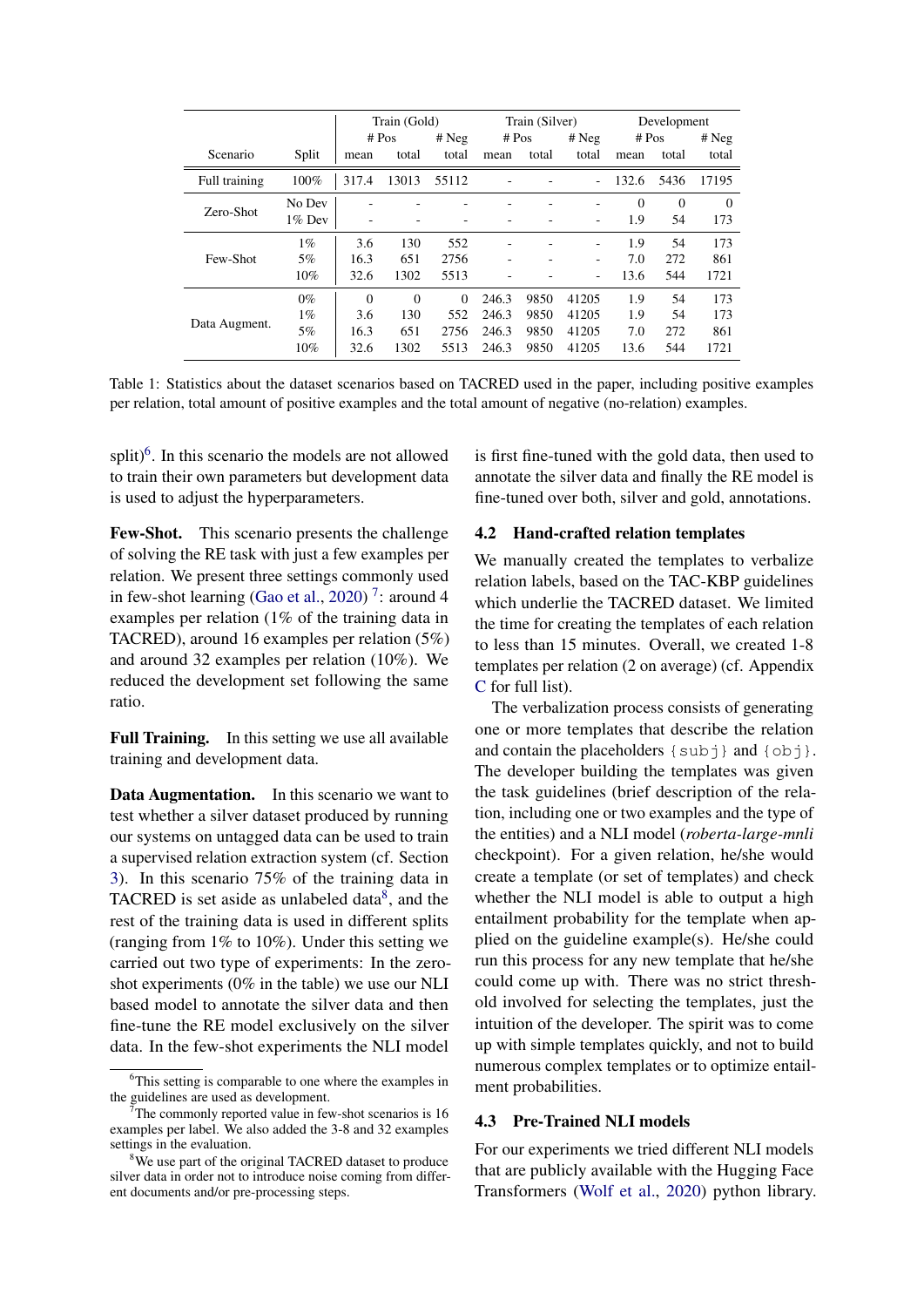| Scenario | Split | Train (Gold) | | | Train (Silver) | | | Development | | |
|---|---|---|---|---|---|---|---|---|---|---|
| | | # Pos | | # Neg | # Pos | | # Neg | # Pos | | # Neg |
| | | mean | total | total | mean | total | total | mean | total | total |
| Full training | 100% | 317.4 | 13013 | 55112 | - | - | - | 132.6 | 5436 | 17195 |
| Zero-Shot | No Dev | - | - | - | - | - | - | 0 | 0 | 0 |
| | 1% Dev | - | - | - | - | - | - | 1.9 | 54 | 173 |
| Few-Shot | 1% | 3.6 | 130 | 552 | - | - | - | 1.9 | 54 | 173 |
| | 5% | 16.3 | 651 | 2756 | - | - | - | 7.0 | 272 | 861 |
| | 10% | 32.6 | 1302 | 5513 | - | - | - | 13.6 | 544 | 1721 |
| Data Augment. | 0% | 0 | 0 | 0 | 246.3 | 9850 | 41205 | 1.9 | 54 | 173 |
| | 1% | 3.6 | 130 | 552 | 246.3 | 9850 | 41205 | 1.9 | 54 | 173 |
| | 5% | 16.3 | 651 | 2756 | 246.3 | 9850 | 41205 | 7.0 | 272 | 861 |
| | 10% | 32.6 | 1302 | 5513 | 246.3 | 9850 | 41205 | 13.6 | 544 | 1721 |

Table 1: Statistics about the dataset scenarios based on TACRED used in the paper, including positive examples per relation, total amount of positive examples and the total amount of negative (no-relation) examples.

split)[6]. In this scenario the models are not allowed to train their own parameters but development data is used to adjust the hyperparameters.

**Few-Shot.** This scenario presents the challenge of solving the RE task with just a few examples per relation. We present three settings commonly used in few-shot learning (Gao et al., 2020) [7]: around 4 examples per relation (1% of the training data in TACRED), around 16 examples per relation (5%) and around 32 examples per relation (10%). We reduced the development set following the same ratio.

**Full Training.** In this setting we use all available training and development data.

**Data Augmentation.** In this scenario we want to test whether a silver dataset produced by running our systems on untagged data can be used to train a supervised relation extraction system (cf. Section 3). In this scenario 75% of the training data in TACRED is set aside as unlabeled data[8], and the rest of the training data is used in different splits (ranging from 1% to 10%). Under this setting we carried out two type of experiments: In the zero-shot experiments (0% in the table) we use our NLI based model to annotate the silver data and then fine-tune the RE model exclusively on the silver data. In the few-shot experiments the NLI model is first fine-tuned with the gold data, then used to annotate the silver data and finally the RE model is fine-tuned over both, silver and gold, annotations.

### 4.2 Hand-crafted relation templates

We manually created the templates to verbalize relation labels, based on the TAC-KBP guidelines which underlie the TACRED dataset. We limited the time for creating the templates of each relation to less than 15 minutes. Overall, we created 1-8 templates per relation (2 on average) (cf. Appendix C for full list).

The verbalization process consists of generating one or more templates that describe the relation and contain the placeholders `{subj}` and `{obj}`. The developer building the templates was given the task guidelines (brief description of the relation, including one or two examples and the type of the entities) and a NLI model (*roberta-large-mnli* checkpoint). For a given relation, he/she would create a template (or set of templates) and check whether the NLI model is able to output a high entailment probability for the template when applied on the guideline example(s). He/she could run this process for any new template that he/she could come up with. There was no strict threshold involved for selecting the templates, just the intuition of the developer. The spirit was to come up with simple templates quickly, and not to build numerous complex templates or to optimize entailment probabilities.

### 4.3 Pre-Trained NLI models

For our experiments we tried different NLI models that are publicly available with the Hugging Face Transformers (Wolf et al., 2020) python library.

[6] This setting is comparable to one where the examples in the guidelines are used as development.

[7] The commonly reported value in few-shot scenarios is 16 examples per label. We also added the 3-8 and 32 examples settings in the evaluation.

[8] We use part of the original TACRED dataset to produce silver data in order not to introduce noise coming from different documents and/or pre-processing steps.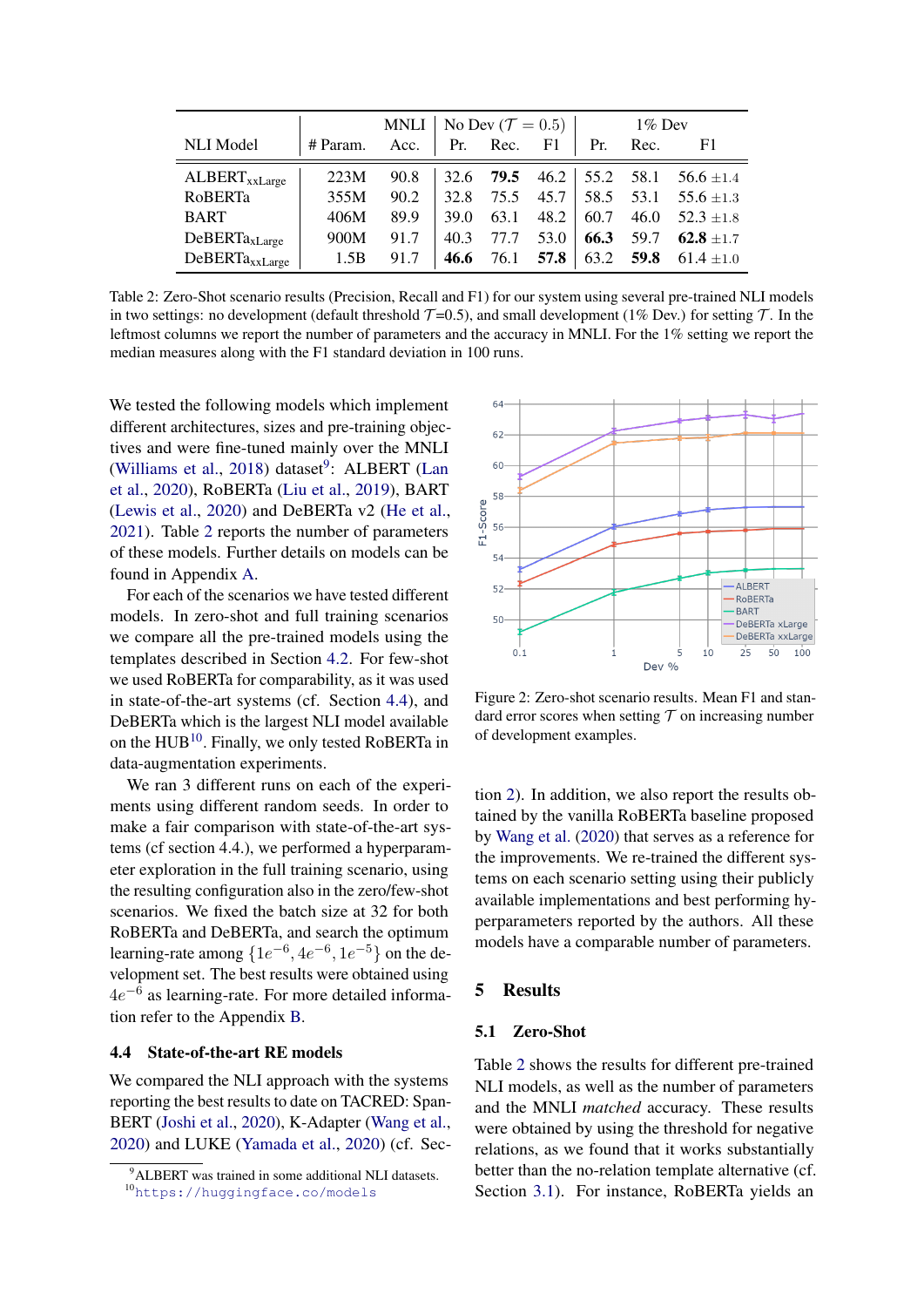| NLI Model | # Param. | MNLI Acc. | No Dev ($\mathcal{T}=0.5$) Pr. | Rec. | F1 | 1% Dev Pr. | Rec. | F1 |
|---|---|---|---|---|---|---|---|---|
| ALBERT$_{\text{xxLarge}}$ | 223M | 90.8 | 32.6 | **79.5** | 46.2 | 55.2 | 58.1 | 56.6 $\pm$1.4 |
| RoBERTa | 355M | 90.2 | 32.8 | 75.5 | 45.7 | 58.5 | 53.1 | 55.6 $\pm$1.3 |
| BART | 406M | 89.9 | 39.0 | 63.1 | 48.2 | 60.7 | 46.0 | 52.3 $\pm$1.8 |
| DeBERTa$_{\text{xLarge}}$ | 900M | 91.7 | 40.3 | 77.7 | 53.0 | **66.3** | 59.7 | **62.8** $\pm$1.7 |
| DeBERTa$_{\text{xxLarge}}$ | 1.5B | 91.7 | **46.6** | 76.1 | **57.8** | 63.2 | **59.8** | 61.4 $\pm$1.0 |

Table 2: Zero-Shot scenario results (Precision, Recall and F1) for our system using several pre-trained NLI models in two settings: no development (default threshold $\mathcal{T}$=0.5), and small development (1% Dev.) for setting $\mathcal{T}$. In the leftmost columns we report the number of parameters and the accuracy in MNLI. For the 1% setting we report the median measures along with the F1 standard deviation in 100 runs.

We tested the following models which implement different architectures, sizes and pre-training objectives and were fine-tuned mainly over the MNLI (Williams et al., 2018) dataset[9]: ALBERT (Lan et al., 2020), RoBERTa (Liu et al., 2019), BART (Lewis et al., 2020) and DeBERTa v2 (He et al., 2021). Table 2 reports the number of parameters of these models. Further details on models can be found in Appendix A.

For each of the scenarios we have tested different models. In zero-shot and full training scenarios we compare all the pre-trained models using the templates described in Section 4.2. For few-shot we used RoBERTa for comparability, as it was used in state-of-the-art systems (cf. Section 4.4), and DeBERTa which is the largest NLI model available on the HUB[10]. Finally, we only tested RoBERTa in data-augmentation experiments.

We ran 3 different runs on each of the experiments using different random seeds. In order to make a fair comparison with state-of-the-art systems (cf section 4.4.), we performed a hyperparameter exploration in the full training scenario, using the resulting configuration also in the zero/few-shot scenarios. We fixed the batch size at 32 for both RoBERTa and DeBERTa, and search the optimum learning-rate among $\{1e^{-6}, 4e^{-6}, 1e^{-5}\}$ on the development set. The best results were obtained using $4e^{-6}$ as learning-rate. For more detailed information refer to the Appendix B.

### 4.4 State-of-the-art RE models

We compared the NLI approach with the systems reporting the best results to date on TACRED: SpanBERT (Joshi et al., 2020), K-Adapter (Wang et al., 2020) and LUKE (Yamada et al., 2020) (cf. Section 2). In addition, we also report the results obtained by the vanilla RoBERTa baseline proposed by Wang et al. (2020) that serves as a reference for the improvements. We re-trained the different systems on each scenario setting using their publicly available implementations and best performing hyperparameters reported by the authors. All these models have a comparable number of parameters.

Figure 2: Zero-shot scenario results. Mean F1 and standard error scores when setting $\mathcal{T}$ on increasing number of development examples.

## 5 Results

### 5.1 Zero-Shot

Table 2 shows the results for different pre-trained NLI models, as well as the number of parameters and the MNLI *matched* accuracy. These results were obtained by using the threshold for negative relations, as we found that it works substantially better than the no-relation template alternative (cf. Section 3.1). For instance, RoBERTa yields an

[9] ALBERT was trained in some additional NLI datasets.

[10] https://huggingface.co/models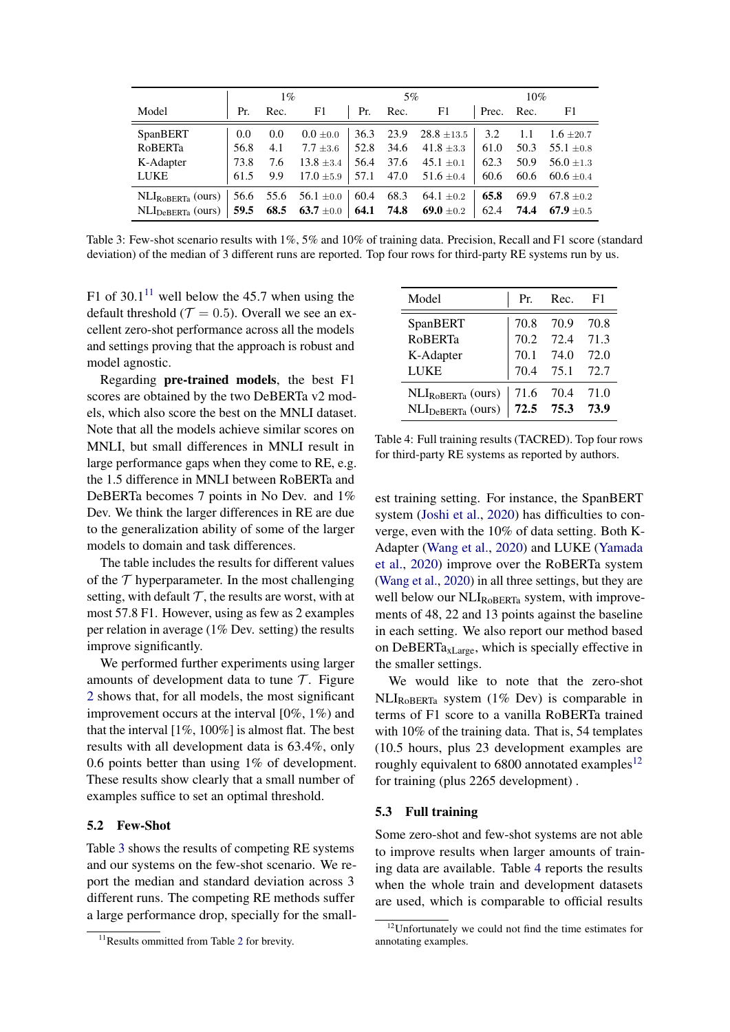| Model | 1% | | | 5% | | | 10% | | |
|---|---|---|---|---|---|---|---|---|---|
| | Pr. | Rec. | F1 | Pr. | Rec. | F1 | Prec. | Rec. | F1 |
| SpanBERT | 0.0 | 0.0 | 0.0 ±0.0 | 36.3 | 23.9 | 28.8 ±13.5 | 3.2 | 1.1 | 1.6 ±20.7 |
| RoBERTa | 56.8 | 4.1 | 7.7 ±3.6 | 52.8 | 34.6 | 41.8 ±3.3 | 61.0 | 50.3 | 55.1 ±0.8 |
| K-Adapter | 73.8 | 7.6 | 13.8 ±3.4 | 56.4 | 37.6 | 45.1 ±0.1 | 62.3 | 50.9 | 56.0 ±1.3 |
| LUKE | 61.5 | 9.9 | 17.0 ±5.9 | 57.1 | 47.0 | 51.6 ±0.4 | 60.6 | 60.6 | 60.6 ±0.4 |
| $\text{NLI}_{\text{RoBERTa}}$ (ours) | 56.6 | 55.6 | 56.1 ±0.0 | 60.4 | 68.3 | 64.1 ±0.2 | **65.8** | 69.9 | 67.8 ±0.2 |
| $\text{NLI}_{\text{DeBERTa}}$ (ours) | **59.5** | **68.5** | **63.7** ±0.0 | **64.1** | **74.8** | **69.0** ±0.2 | 62.4 | **74.4** | **67.9** ±0.5 |

Table 3: Few-shot scenario results with 1%, 5% and 10% of training data. Precision, Recall and F1 score (standard deviation) of the median of 3 different runs are reported. Top four rows for third-party RE systems run by us.

F1 of 30.1[11] well below the 45.7 when using the default threshold ($\mathcal{T} = 0.5$). Overall we see an excellent zero-shot performance across all the models and settings proving that the approach is robust and model agnostic.

Regarding **pre-trained models**, the best F1 scores are obtained by the two DeBERTa v2 models, which also score the best on the MNLI dataset. Note that all the models achieve similar scores on MNLI, but small differences in MNLI result in large performance gaps when they come to RE, e.g. the 1.5 difference in MNLI between RoBERTa and DeBERTa becomes 7 points in No Dev. and 1% Dev. We think the larger differences in RE are due to the generalization ability of some of the larger models to domain and task differences.

The table includes the results for different values of the $\mathcal{T}$ hyperparameter. In the most challenging setting, with default $\mathcal{T}$, the results are worst, with at most 57.8 F1. However, using as few as 2 examples per relation in average (1% Dev. setting) the results improve significantly.

We performed further experiments using larger amounts of development data to tune $\mathcal{T}$. Figure 2 shows that, for all models, the most significant improvement occurs at the interval [0%, 1%) and that the interval [1%, 100%] is almost flat. The best results with all development data is 63.4%, only 0.6 points better than using 1% of development. These results show clearly that a small number of examples suffice to set an optimal threshold.

### 5.2 Few-Shot

Table 3 shows the results of competing RE systems and our systems on the few-shot scenario. We report the median and standard deviation across 3 different runs. The competing RE methods suffer a large performance drop, specially for the smallest training setting. For instance, the SpanBERT system (Joshi et al., 2020) has difficulties to converge, even with the 10% of data setting. Both K-Adapter (Wang et al., 2020) and LUKE (Yamada et al., 2020) improve over the RoBERTa system (Wang et al., 2020) in all three settings, but they are well below our $\text{NLI}_{\text{RoBERTa}}$ system, with improvements of 48, 22 and 13 points against the baseline in each setting. We also report our method based on $\text{DeBERTa}_{\text{xLarge}}$, which is specially effective in the smaller settings.

We would like to note that the zero-shot $\text{NLI}_{\text{RoBERTa}}$ system (1% Dev) is comparable in terms of F1 score to a vanilla RoBERTa trained with 10% of the training data. That is, 54 templates (10.5 hours, plus 23 development examples are roughly equivalent to 6800 annotated examples[12] for training (plus 2265 development) .

| Model | Pr. | Rec. | F1 |
|---|---|---|---|
| SpanBERT | 70.8 | 70.9 | 70.8 |
| RoBERTa | 70.2 | 72.4 | 71.3 |
| K-Adapter | 70.1 | 74.0 | 72.0 |
| LUKE | 70.4 | 75.1 | 72.7 |
| $\text{NLI}_{\text{RoBERTa}}$ (ours) | 71.6 | 70.4 | 71.0 |
| $\text{NLI}_{\text{DeBERTa}}$ (ours) | **72.5** | **75.3** | **73.9** |

Table 4: Full training results (TACRED). Top four rows for third-party RE systems as reported by authors.

### 5.3 Full training

Some zero-shot and few-shot systems are not able to improve results when larger amounts of training data are available. Table 4 reports the results when the whole train and development datasets are used, which is comparable to official results

[11] Results ommitted from Table 2 for brevity.

[12] Unfortunately we could not find the time estimates for annotating examples.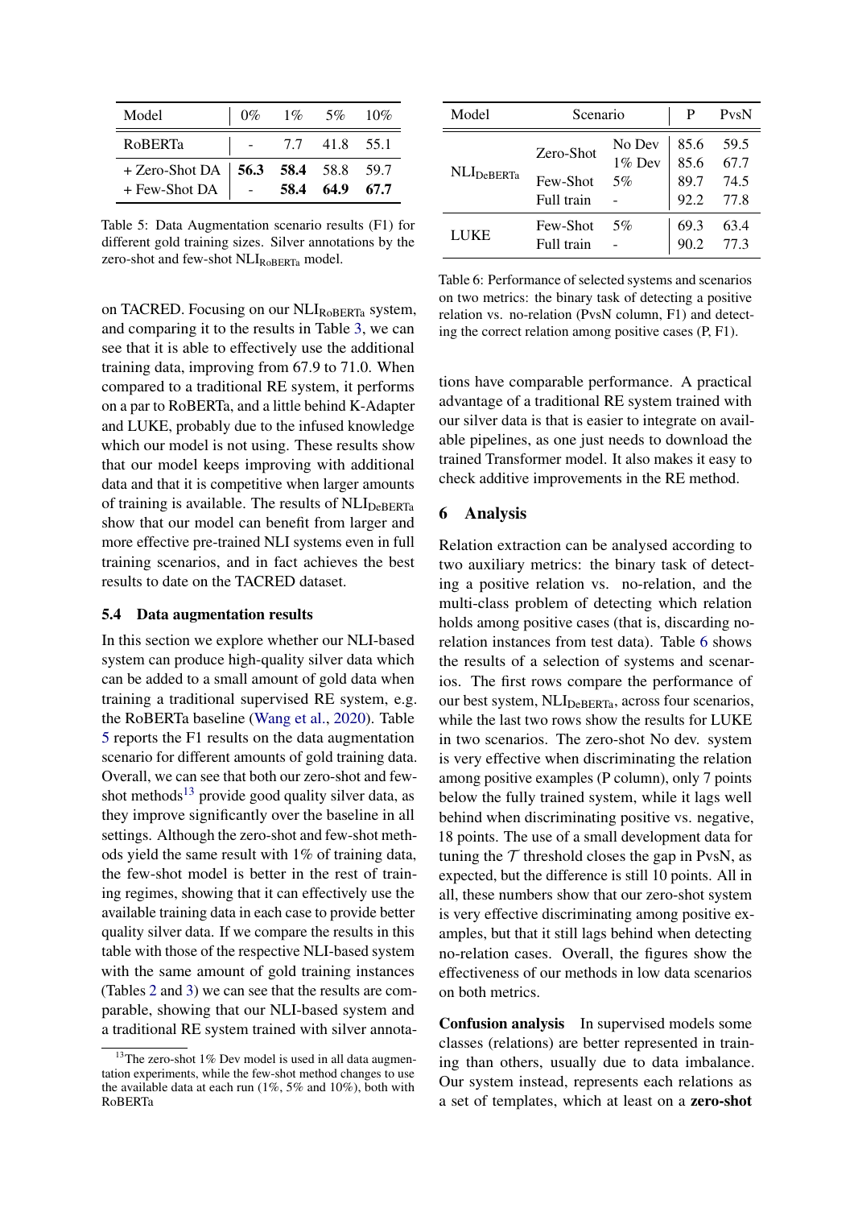| Model | 0% | 1% | 5% | 10% |
|---|---|---|---|---|
| RoBERTa | - | 7.7 | 41.8 | 55.1 |
| + Zero-Shot DA | **56.3** | **58.4** | 58.8 | 59.7 |
| + Few-Shot DA | - | **58.4** | **64.9** | **67.7** |

Table 5: Data Augmentation scenario results (F1) for different gold training sizes. Silver annotations by the zero-shot and few-shot $\text{NLI}_{\text{RoBERTa}}$ model.

on TACRED. Focusing on our $\text{NLI}_{\text{RoBERTa}}$ system, and comparing it to the results in Table 3, we can see that it is able to effectively use the additional training data, improving from 67.9 to 71.0. When compared to a traditional RE system, it performs on a par to RoBERTa, and a little behind K-Adapter and LUKE, probably due to the infused knowledge which our model is not using. These results show that our model keeps improving with additional data and that it is competitive when larger amounts of training is available. The results of $\text{NLI}_{\text{DeBERTa}}$ show that our model can benefit from larger and more effective pre-trained NLI systems even in full training scenarios, and in fact achieves the best results to date on the TACRED dataset.

### 5.4 Data augmentation results

In this section we explore whether our NLI-based system can produce high-quality silver data which can be added to a small amount of gold data when training a traditional supervised RE system, e.g. the RoBERTa baseline (Wang et al., 2020). Table 5 reports the F1 results on the data augmentation scenario for different amounts of gold training data. Overall, we can see that both our zero-shot and few-shot methods[13] provide good quality silver data, as they improve significantly over the baseline in all settings. Although the zero-shot and few-shot methods yield the same result with 1% of training data, the few-shot model is better in the rest of training regimes, showing that it can effectively use the available training data in each case to provide better quality silver data. If we compare the results in this table with those of the respective NLI-based system with the same amount of gold training instances (Tables 2 and 3) we can see that the results are comparable, showing that our NLI-based system and a traditional RE system trained with silver annotations have comparable performance. A practical advantage of a traditional RE system trained with our silver data is that is easier to integrate on available pipelines, as one just needs to download the trained Transformer model. It also makes it easy to check additive improvements in the RE method.

[13] The zero-shot 1% Dev model is used in all data augmentation experiments, while the few-shot method changes to use the available data at each run (1%, 5% and 10%), both with RoBERTa

| Model | Scenario | | P | PvsN |
|---|---|---|---|---|
| $\text{NLI}_{\text{DeBERTa}}$ | Zero-Shot | No Dev | 85.6 | 59.5 |
| | | 1% Dev | 85.6 | 67.7 |
| | Few-Shot | 5% | 89.7 | 74.5 |
| | Full train | - | 92.2 | 77.8 |
| LUKE | Few-Shot | 5% | 69.3 | 63.4 |
| | Full train | - | 90.2 | 77.3 |

Table 6: Performance of selected systems and scenarios on two metrics: the binary task of detecting a positive relation vs. no-relation (PvsN column, F1) and detecting the correct relation among positive cases (P, F1).

## 6 Analysis

Relation extraction can be analysed according to two auxiliary metrics: the binary task of detecting a positive relation vs. no-relation, and the multi-class problem of detecting which relation holds among positive cases (that is, discarding no-relation instances from test data). Table 6 shows the results of a selection of systems and scenarios. The first rows compare the performance of our best system, $\text{NLI}_{\text{DeBERTa}}$, across four scenarios, while the last two rows show the results for LUKE in two scenarios. The zero-shot No dev. system is very effective when discriminating the relation among positive examples (P column), only 7 points below the fully trained system, while it lags well behind when discriminating positive vs. negative, 18 points. The use of a small development data for tuning the $\mathcal{T}$ threshold closes the gap in PvsN, as expected, but the difference is still 10 points. All in all, these numbers show that our zero-shot system is very effective discriminating among positive examples, but that it still lags behind when detecting no-relation cases. Overall, the figures show the effectiveness of our methods in low data scenarios on both metrics.

**Confusion analysis** In supervised models some classes (relations) are better represented in training than others, usually due to data imbalance. Our system instead, represents each relations as a set of templates, which at least on a **zero-shot**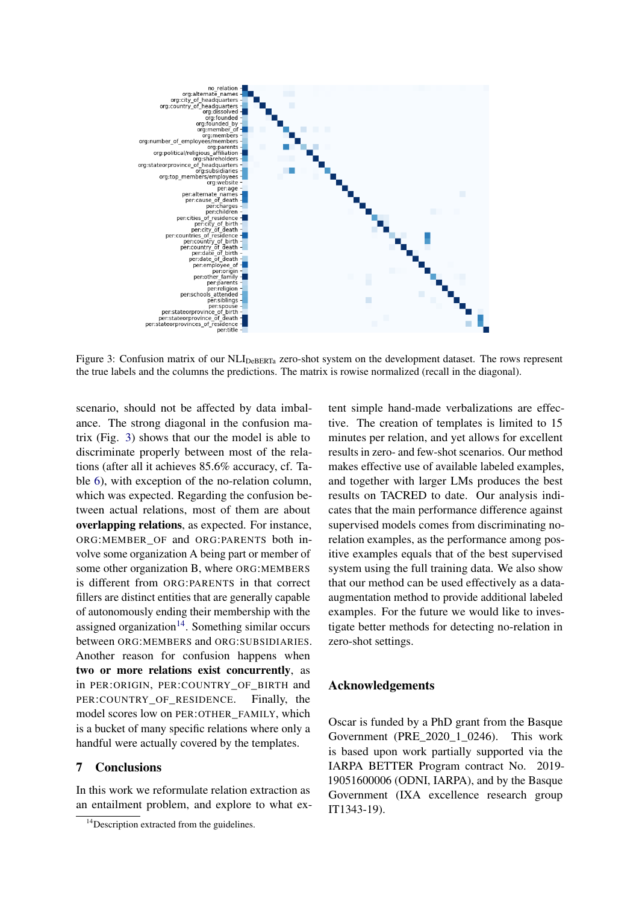Figure 3: Confusion matrix of our $\text{NLI}_{\text{DeBERTa}}$ zero-shot system on the development dataset. The rows represent the true labels and the columns the predictions. The matrix is rowise normalized (recall in the diagonal).

scenario, should not be affected by data imbalance. The strong diagonal in the confusion matrix (Fig. 3) shows that our the model is able to discriminate properly between most of the relations (after all it achieves 85.6% accuracy, cf. Table 6), with exception of the no-relation column, which was expected. Regarding the confusion between actual relations, most of them are about **overlapping relations**, as expected. For instance, ORG:MEMBER_OF and ORG:PARENTS both involve some organization A being part or member of some other organization B, where ORG:MEMBERS is different from ORG:PARENTS in that correct fillers are distinct entities that are generally capable of autonomously ending their membership with the assigned organization[14]. Something similar occurs between ORG:MEMBERS and ORG:SUBSIDIARIES. Another reason for confusion happens when **two or more relations exist concurrently**, as in PER:ORIGIN, PER:COUNTRY_OF_BIRTH and PER:COUNTRY_OF_RESIDENCE. Finally, the model scores low on PER:OTHER_FAMILY, which is a bucket of many specific relations where only a handful were actually covered by the templates.

## 7 Conclusions

In this work we reformulate relation extraction as an entailment problem, and explore to what extent simple hand-made verbalizations are effective. The creation of templates is limited to 15 minutes per relation, and yet allows for excellent results in zero- and few-shot scenarios. Our method makes effective use of available labeled examples, and together with larger LMs produces the best results on TACRED to date. Our analysis indicates that the main performance difference against supervised models comes from discriminating no-relation examples, as the performance among positive examples equals that of the best supervised system using the full training data. We also show that our method can be used effectively as a data-augmentation method to provide additional labeled examples. For the future we would like to investigate better methods for detecting no-relation in zero-shot settings.

## Acknowledgements

Oscar is funded by a PhD grant from the Basque Government (PRE_2020_1_0246). This work is based upon work partially supported via the IARPA BETTER Program contract No. 2019-19051600006 (ODNI, IARPA), and by the Basque Government (IXA excellence research group IT1343-19).

[14] Description extracted from the guidelines.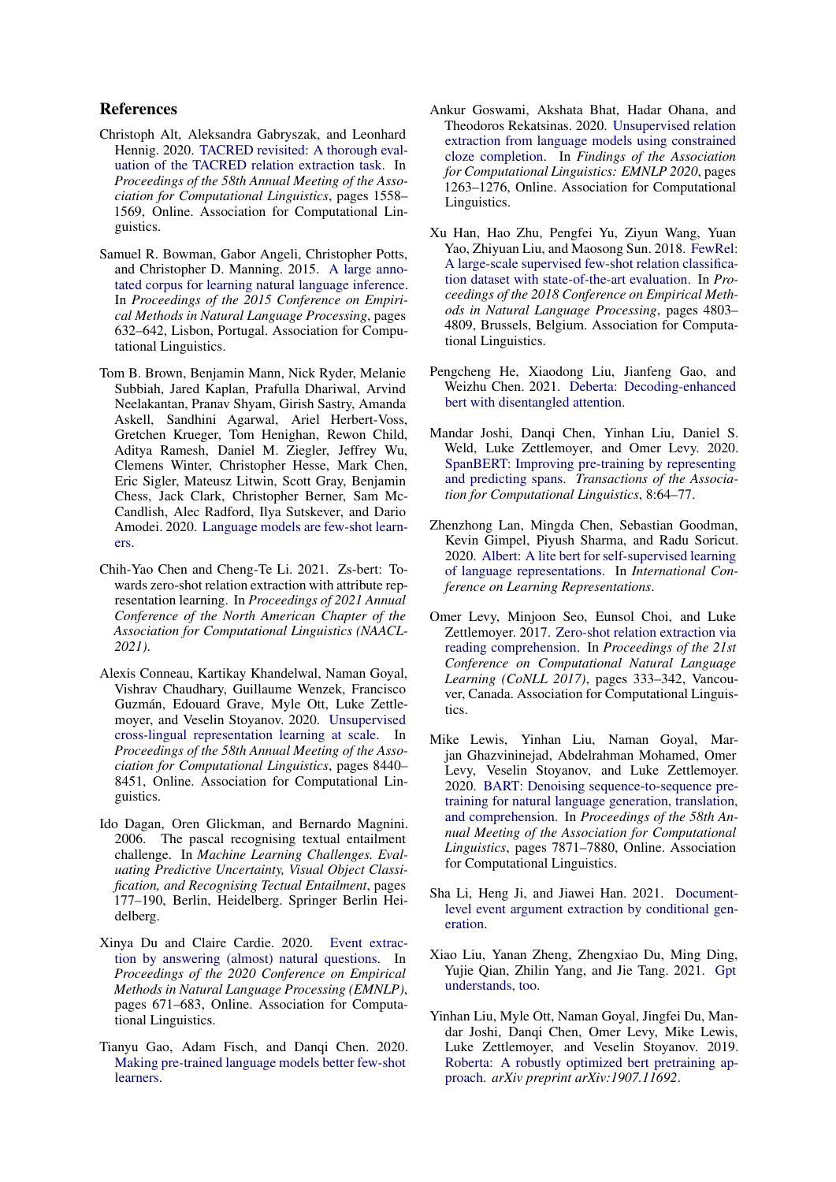## References

Christoph Alt, Aleksandra Gabryszak, and Leonhard Hennig. 2020. TACRED revisited: A thorough evaluation of the TACRED relation extraction task. In *Proceedings of the 58th Annual Meeting of the Association for Computational Linguistics*, pages 1558–1569, Online. Association for Computational Linguistics.

Samuel R. Bowman, Gabor Angeli, Christopher Potts, and Christopher D. Manning. 2015. A large annotated corpus for learning natural language inference. In *Proceedings of the 2015 Conference on Empirical Methods in Natural Language Processing*, pages 632–642, Lisbon, Portugal. Association for Computational Linguistics.

Tom B. Brown, Benjamin Mann, Nick Ryder, Melanie Subbiah, Jared Kaplan, Prafulla Dhariwal, Arvind Neelakantan, Pranav Shyam, Girish Sastry, Amanda Askell, Sandhini Agarwal, Ariel Herbert-Voss, Gretchen Krueger, Tom Henighan, Rewon Child, Aditya Ramesh, Daniel M. Ziegler, Jeffrey Wu, Clemens Winter, Christopher Hesse, Mark Chen, Eric Sigler, Mateusz Litwin, Scott Gray, Benjamin Chess, Jack Clark, Christopher Berner, Sam McCandlish, Alec Radford, Ilya Sutskever, and Dario Amodei. 2020. Language models are few-shot learners.

Chih-Yao Chen and Cheng-Te Li. 2021. Zs-bert: Towards zero-shot relation extraction with attribute representation learning. In *Proceedings of 2021 Annual Conference of the North American Chapter of the Association for Computational Linguistics (NAACL-2021)*.

Alexis Conneau, Kartikay Khandelwal, Naman Goyal, Vishrav Chaudhary, Guillaume Wenzek, Francisco Guzmán, Edouard Grave, Myle Ott, Luke Zettlemoyer, and Veselin Stoyanov. 2020. Unsupervised cross-lingual representation learning at scale. In *Proceedings of the 58th Annual Meeting of the Association for Computational Linguistics*, pages 8440–8451, Online. Association for Computational Linguistics.

Ido Dagan, Oren Glickman, and Bernardo Magnini. 2006. The pascal recognising textual entailment challenge. In *Machine Learning Challenges. Evaluating Predictive Uncertainty, Visual Object Classification, and Recognising Tectual Entailment*, pages 177–190, Berlin, Heidelberg. Springer Berlin Heidelberg.

Xinya Du and Claire Cardie. 2020. Event extraction by answering (almost) natural questions. In *Proceedings of the 2020 Conference on Empirical Methods in Natural Language Processing (EMNLP)*, pages 671–683, Online. Association for Computational Linguistics.

Tianyu Gao, Adam Fisch, and Danqi Chen. 2020. Making pre-trained language models better few-shot learners.

Ankur Goswami, Akshata Bhat, Hadar Ohana, and Theodoros Rekatsinas. 2020. Unsupervised relation extraction from language models using constrained cloze completion. In *Findings of the Association for Computational Linguistics: EMNLP 2020*, pages 1263–1276, Online. Association for Computational Linguistics.

Xu Han, Hao Zhu, Pengfei Yu, Ziyun Wang, Yuan Yao, Zhiyuan Liu, and Maosong Sun. 2018. FewRel: A large-scale supervised few-shot relation classification dataset with state-of-the-art evaluation. In *Proceedings of the 2018 Conference on Empirical Methods in Natural Language Processing*, pages 4803–4809, Brussels, Belgium. Association for Computational Linguistics.

Pengcheng He, Xiaodong Liu, Jianfeng Gao, and Weizhu Chen. 2021. Deberta: Decoding-enhanced bert with disentangled attention.

Mandar Joshi, Danqi Chen, Yinhan Liu, Daniel S. Weld, Luke Zettlemoyer, and Omer Levy. 2020. SpanBERT: Improving pre-training by representing and predicting spans. *Transactions of the Association for Computational Linguistics*, 8:64–77.

Zhenzhong Lan, Mingda Chen, Sebastian Goodman, Kevin Gimpel, Piyush Sharma, and Radu Soricut. 2020. Albert: A lite bert for self-supervised learning of language representations. In *International Conference on Learning Representations*.

Omer Levy, Minjoon Seo, Eunsol Choi, and Luke Zettlemoyer. 2017. Zero-shot relation extraction via reading comprehension. In *Proceedings of the 21st Conference on Computational Natural Language Learning (CoNLL 2017)*, pages 333–342, Vancouver, Canada. Association for Computational Linguistics.

Mike Lewis, Yinhan Liu, Naman Goyal, Marjan Ghazvininejad, Abdelrahman Mohamed, Omer Levy, Veselin Stoyanov, and Luke Zettlemoyer. 2020. BART: Denoising sequence-to-sequence pre-training for natural language generation, translation, and comprehension. In *Proceedings of the 58th Annual Meeting of the Association for Computational Linguistics*, pages 7871–7880, Online. Association for Computational Linguistics.

Sha Li, Heng Ji, and Jiawei Han. 2021. Document-level event argument extraction by conditional generation.

Xiao Liu, Yanan Zheng, Zhengxiao Du, Ming Ding, Yujie Qian, Zhilin Yang, and Jie Tang. 2021. Gpt understands, too.

Yinhan Liu, Myle Ott, Naman Goyal, Jingfei Du, Mandar Joshi, Danqi Chen, Omer Levy, Mike Lewis, Luke Zettlemoyer, and Veselin Stoyanov. 2019. Roberta: A robustly optimized bert pretraining approach. *arXiv preprint arXiv:1907.11692*.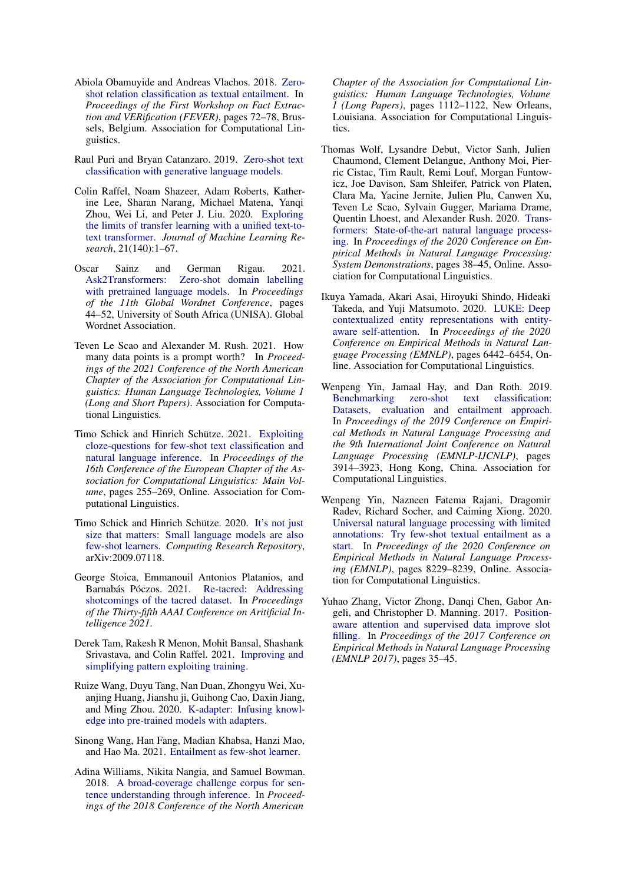Abiola Obamuyide and Andreas Vlachos. 2018. Zero-shot relation classification as textual entailment. In *Proceedings of the First Workshop on Fact Extraction and VERification (FEVER)*, pages 72–78, Brussels, Belgium. Association for Computational Linguistics.

Raul Puri and Bryan Catanzaro. 2019. Zero-shot text classification with generative language models.

Colin Raffel, Noam Shazeer, Adam Roberts, Katherine Lee, Sharan Narang, Michael Matena, Yanqi Zhou, Wei Li, and Peter J. Liu. 2020. Exploring the limits of transfer learning with a unified text-to-text transformer. *Journal of Machine Learning Research*, 21(140):1–67.

Oscar Sainz and German Rigau. 2021. Ask2Transformers: Zero-shot domain labelling with pretrained language models. In *Proceedings of the 11th Global Wordnet Conference*, pages 44–52, University of South Africa (UNISA). Global Wordnet Association.

Teven Le Scao and Alexander M. Rush. 2021. How many data points is a prompt worth? In *Proceedings of the 2021 Conference of the North American Chapter of the Association for Computational Linguistics: Human Language Technologies, Volume 1 (Long and Short Papers)*. Association for Computational Linguistics.

Timo Schick and Hinrich Schütze. 2021. Exploiting cloze-questions for few-shot text classification and natural language inference. In *Proceedings of the 16th Conference of the European Chapter of the Association for Computational Linguistics: Main Volume*, pages 255–269, Online. Association for Computational Linguistics.

Timo Schick and Hinrich Schütze. 2020. It's not just size that matters: Small language models are also few-shot learners. *Computing Research Repository*, arXiv:2009.07118.

George Stoica, Emmanouil Antonios Platanios, and Barnabás Póczos. 2021. Re-tacred: Addressing shotcomings of the tacred dataset. In *Proceedings of the Thirty-fifth AAAI Conference on Aritificial Intelligence 2021*.

Derek Tam, Rakesh R Menon, Mohit Bansal, Shashank Srivastava, and Colin Raffel. 2021. Improving and simplifying pattern exploiting training.

Ruize Wang, Duyu Tang, Nan Duan, Zhongyu Wei, Xuanjing Huang, Jianshu ji, Guihong Cao, Daxin Jiang, and Ming Zhou. 2020. K-adapter: Infusing knowledge into pre-trained models with adapters.

Sinong Wang, Han Fang, Madian Khabsa, Hanzi Mao, and Hao Ma. 2021. Entailment as few-shot learner.

Adina Williams, Nikita Nangia, and Samuel Bowman. 2018. A broad-coverage challenge corpus for sentence understanding through inference. In *Proceedings of the 2018 Conference of the North American Chapter of the Association for Computational Linguistics: Human Language Technologies, Volume 1 (Long Papers)*, pages 1112–1122, New Orleans, Louisiana. Association for Computational Linguistics.

Thomas Wolf, Lysandre Debut, Victor Sanh, Julien Chaumond, Clement Delangue, Anthony Moi, Pierric Cistac, Tim Rault, Remi Louf, Morgan Funtowicz, Joe Davison, Sam Shleifer, Patrick von Platen, Clara Ma, Yacine Jernite, Julien Plu, Canwen Xu, Teven Le Scao, Sylvain Gugger, Mariama Drame, Quentin Lhoest, and Alexander Rush. 2020. Transformers: State-of-the-art natural language processing. In *Proceedings of the 2020 Conference on Empirical Methods in Natural Language Processing: System Demonstrations*, pages 38–45, Online. Association for Computational Linguistics.

Ikuya Yamada, Akari Asai, Hiroyuki Shindo, Hideaki Takeda, and Yuji Matsumoto. 2020. LUKE: Deep contextualized entity representations with entity-aware self-attention. In *Proceedings of the 2020 Conference on Empirical Methods in Natural Language Processing (EMNLP)*, pages 6442–6454, Online. Association for Computational Linguistics.

Wenpeng Yin, Jamaal Hay, and Dan Roth. 2019. Benchmarking zero-shot text classification: Datasets, evaluation and entailment approach. In *Proceedings of the 2019 Conference on Empirical Methods in Natural Language Processing and the 9th International Joint Conference on Natural Language Processing (EMNLP-IJCNLP)*, pages 3914–3923, Hong Kong, China. Association for Computational Linguistics.

Wenpeng Yin, Nazneen Fatema Rajani, Dragomir Radev, Richard Socher, and Caiming Xiong. 2020. Universal natural language processing with limited annotations: Try few-shot textual entailment as a start. In *Proceedings of the 2020 Conference on Empirical Methods in Natural Language Processing (EMNLP)*, pages 8229–8239, Online. Association for Computational Linguistics.

Yuhao Zhang, Victor Zhong, Danqi Chen, Gabor Angeli, and Christopher D. Manning. 2017. Position-aware attention and supervised data improve slot filling. In *Proceedings of the 2017 Conference on Empirical Methods in Natural Language Processing (EMNLP 2017)*, pages 35–45.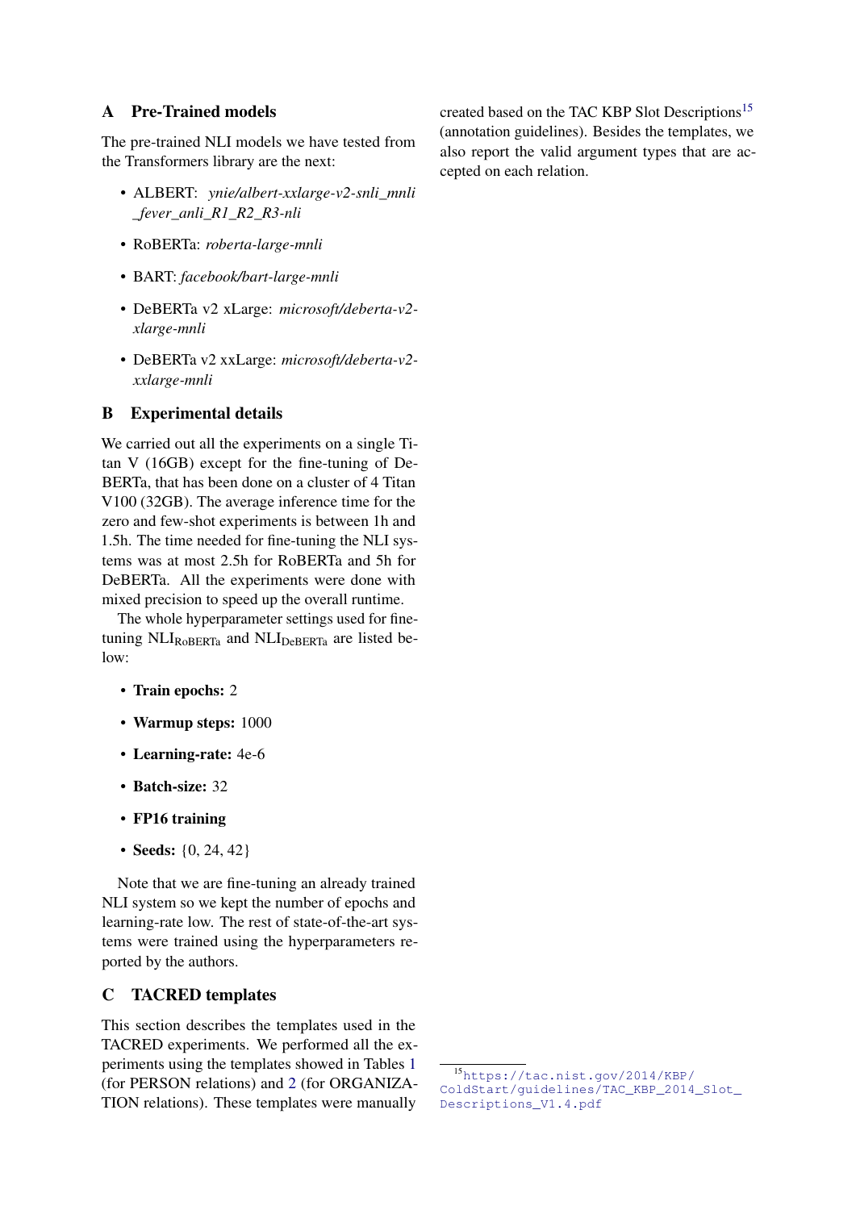## A Pre-Trained models

The pre-trained NLI models we have tested from the Transformers library are the next:

- ALBERT: *ynie/albert-xxlarge-v2-snli_mnli_fever_anli_R1_R2_R3-nli*
- RoBERTa: *roberta-large-mnli*
- BART: *facebook/bart-large-mnli*
- DeBERTa v2 xLarge: *microsoft/deberta-v2-xlarge-mnli*
- DeBERTa v2 xxLarge: *microsoft/deberta-v2-xxlarge-mnli*

## B Experimental details

We carried out all the experiments on a single Titan V (16GB) except for the fine-tuning of DeBERTa, that has been done on a cluster of 4 Titan V100 (32GB). The average inference time for the zero and few-shot experiments is between 1h and 1.5h. The time needed for fine-tuning the NLI systems was at most 2.5h for RoBERTa and 5h for DeBERTa. All the experiments were done with mixed precision to speed up the overall runtime.

The whole hyperparameter settings used for fine-tuning $\text{NLI}_{\text{RoBERTa}}$ and $\text{NLI}_{\text{DeBERTa}}$ are listed below:

- **Train epochs:** 2
- **Warmup steps:** 1000
- **Learning-rate:** 4e-6
- **Batch-size:** 32
- **FP16 training**
- **Seeds:** {0, 24, 42}

Note that we are fine-tuning an already trained NLI system so we kept the number of epochs and learning-rate low. The rest of state-of-the-art systems were trained using the hyperparameters reported by the authors.

## C TACRED templates

This section describes the templates used in the TACRED experiments. We performed all the experiments using the templates showed in Tables 1 (for PERSON relations) and 2 (for ORGANIZATION relations). These templates were manually created based on the TAC KBP Slot Descriptions[15] (annotation guidelines). Besides the templates, we also report the valid argument types that are accepted on each relation.

[15] https://tac.nist.gov/2014/KBP/ColdStart/guidelines/TAC_KBP_2014_Slot_Descriptions_V1.4.pdf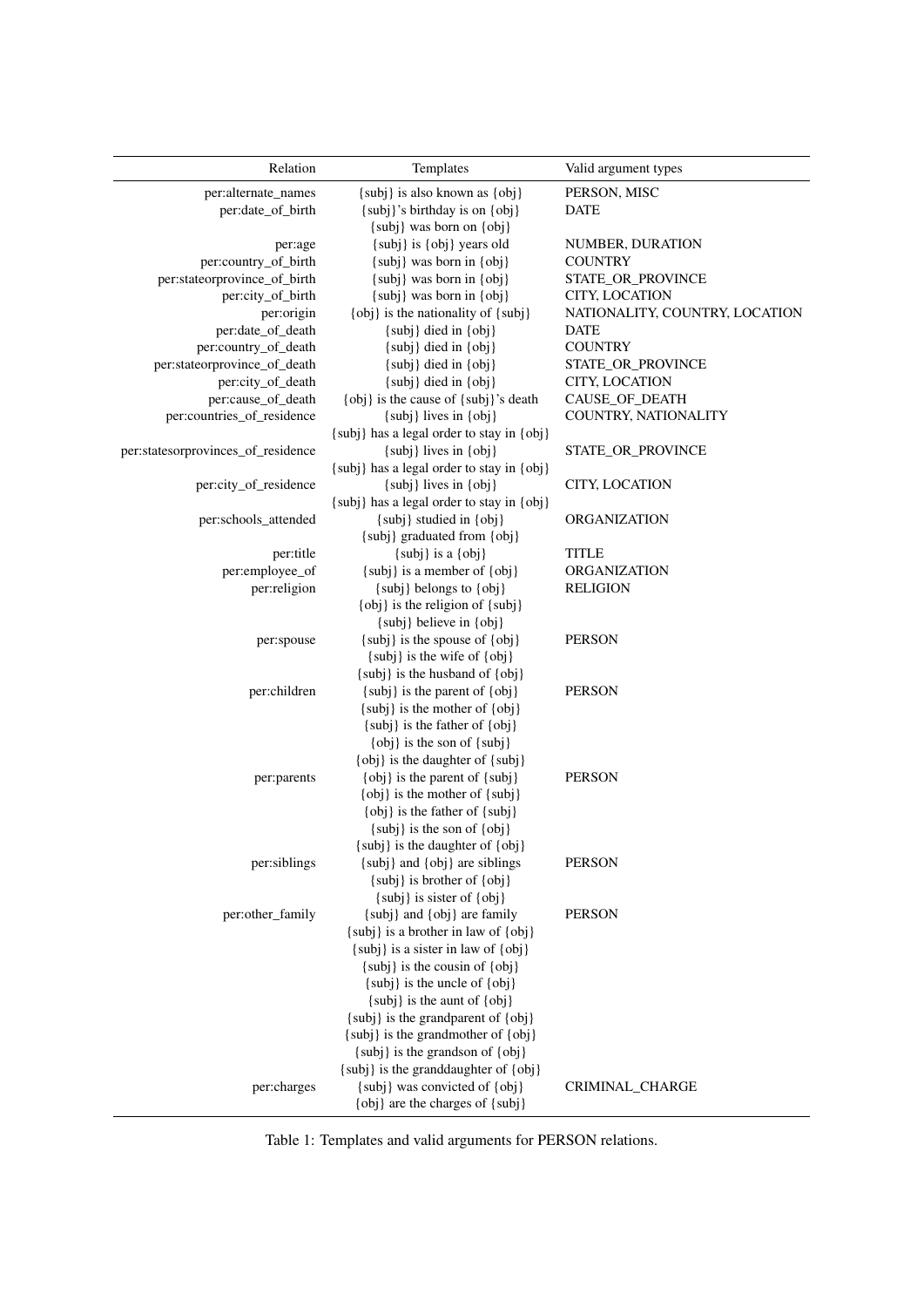| Relation | Templates | Valid argument types |
|---|---|---|
| per:alternate_names | {subj} is also known as {obj} | PERSON, MISC |
| per:date_of_birth | {subj}'s birthday is on {obj} | DATE |
| | {subj} was born on {obj} | |
| per:age | {subj} is {obj} years old | NUMBER, DURATION |
| per:country_of_birth | {subj} was born in {obj} | COUNTRY |
| per:stateorprovince_of_birth | {subj} was born in {obj} | STATE_OR_PROVINCE |
| per:city_of_birth | {subj} was born in {obj} | CITY, LOCATION |
| per:origin | {obj} is the nationality of {subj} | NATIONALITY, COUNTRY, LOCATION |
| per:date_of_death | {subj} died in {obj} | DATE |
| per:country_of_death | {subj} died in {obj} | COUNTRY |
| per:stateorprovince_of_death | {subj} died in {obj} | STATE_OR_PROVINCE |
| per:city_of_death | {subj} died in {obj} | CITY, LOCATION |
| per:cause_of_death | {obj} is the cause of {subj}'s death | CAUSE_OF_DEATH |
| per:countries_of_residence | {subj} lives in {obj} | COUNTRY, NATIONALITY |
| | {subj} has a legal order to stay in {obj} | |
| per:statesorprovinces_of_residence | {subj} lives in {obj} | STATE_OR_PROVINCE |
| | {subj} has a legal order to stay in {obj} | |
| per:city_of_residence | {subj} lives in {obj} | CITY, LOCATION |
| | {subj} has a legal order to stay in {obj} | |
| per:schools_attended | {subj} studied in {obj} | ORGANIZATION |
| | {subj} graduated from {obj} | |
| per:title | {subj} is a {obj} | TITLE |
| per:employee_of | {subj} is a member of {obj} | ORGANIZATION |
| per:religion | {subj} belongs to {obj} | RELIGION |
| | {obj} is the religion of {subj} | |
| | {subj} believe in {obj} | |
| per:spouse | {subj} is the spouse of {obj} | PERSON |
| | {subj} is the wife of {obj} | |
| | {subj} is the husband of {obj} | |
| per:children | {subj} is the parent of {obj} | PERSON |
| | {subj} is the mother of {obj} | |
| | {subj} is the father of {obj} | |
| | {obj} is the son of {subj} | |
| | {obj} is the daughter of {subj} | |
| per:parents | {obj} is the parent of {subj} | PERSON |
| | {obj} is the mother of {subj} | |
| | {obj} is the father of {subj} | |
| | {subj} is the son of {obj} | |
| | {subj} is the daughter of {obj} | |
| per:siblings | {subj} and {obj} are siblings | PERSON |
| | {subj} is brother of {obj} | |
| | {subj} is sister of {obj} | |
| per:other_family | {subj} and {obj} are family | PERSON |
| | {subj} is a brother in law of {obj} | |
| | {subj} is a sister in law of {obj} | |
| | {subj} is the cousin of {obj} | |
| | {subj} is the uncle of {obj} | |
| | {subj} is the aunt of {obj} | |
| | {subj} is the grandparent of {obj} | |
| | {subj} is the grandmother of {obj} | |
| | {subj} is the grandson of {obj} | |
| | {subj} is the granddaughter of {obj} | |
| per:charges | {subj} was convicted of {obj} | CRIMINAL_CHARGE |
| | {obj} are the charges of {subj} | |

Table 1: Templates and valid arguments for PERSON relations.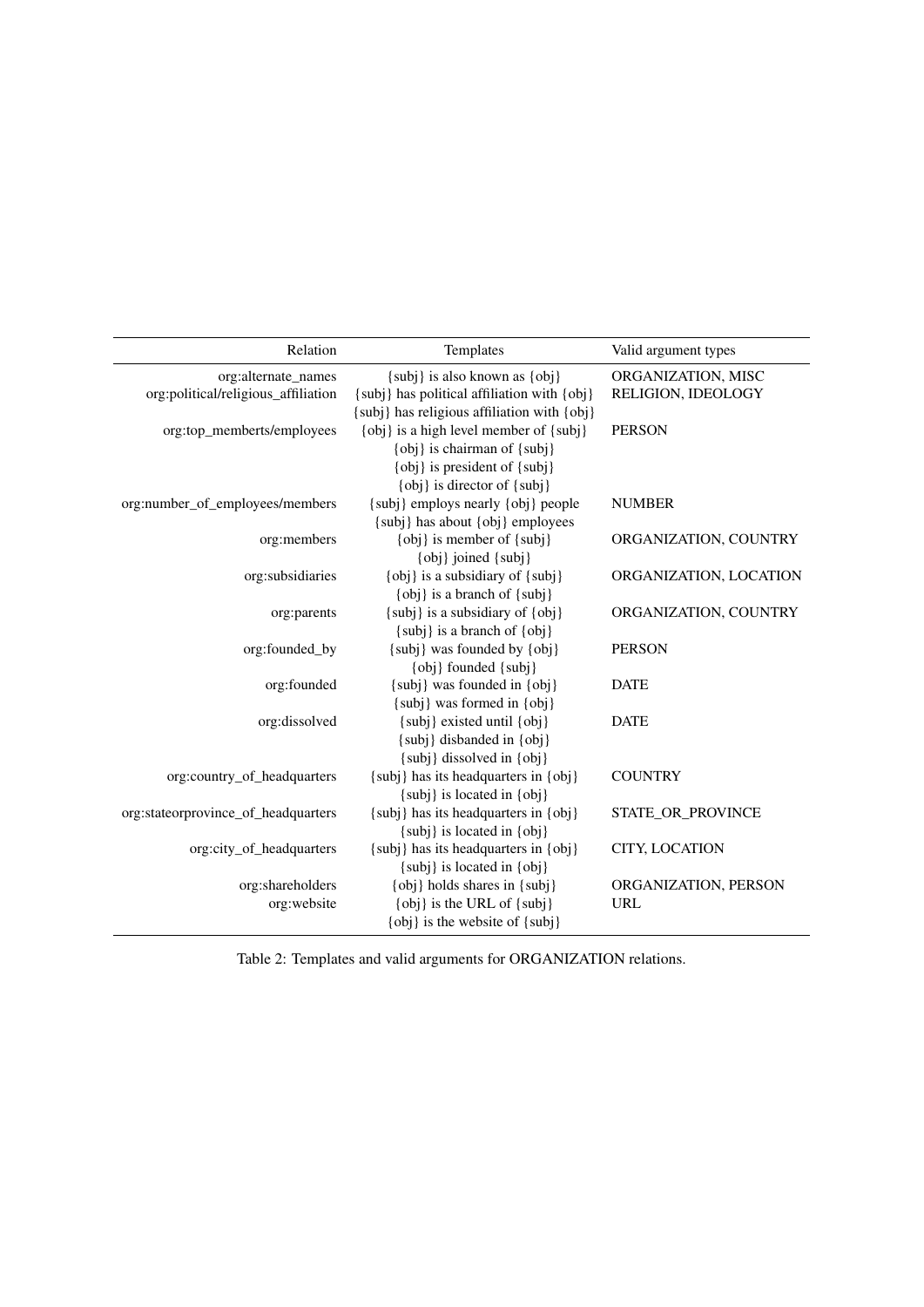| Relation | Templates | Valid argument types |
|---|---|---|
| org:alternate_names | {subj} is also known as {obj} | ORGANIZATION, MISC |
| org:political/religious_affiliation | {subj} has political affiliation with {obj}<br>{subj} has religious affiliation with {obj} | RELIGION, IDEOLOGY |
| org:top_memberts/employees | {obj} is a high level member of {subj}<br>{obj} is chairman of {subj}<br>{obj} is president of {subj}<br>{obj} is director of {subj} | PERSON |
| org:number_of_employees/members | {subj} employs nearly {obj} people<br>{subj} has about {obj} employees | NUMBER |
| org:members | {obj} is member of {subj}<br>{obj} joined {subj} | ORGANIZATION, COUNTRY |
| org:subsidiaries | {obj} is a subsidiary of {subj}<br>{obj} is a branch of {subj} | ORGANIZATION, LOCATION |
| org:parents | {subj} is a subsidiary of {obj}<br>{subj} is a branch of {obj} | ORGANIZATION, COUNTRY |
| org:founded_by | {subj} was founded by {obj}<br>{obj} founded {subj} | PERSON |
| org:founded | {subj} was founded in {obj}<br>{subj} was formed in {obj} | DATE |
| org:dissolved | {subj} existed until {obj}<br>{subj} disbanded in {obj}<br>{subj} dissolved in {obj} | DATE |
| org:country_of_headquarters | {subj} has its headquarters in {obj}<br>{subj} is located in {obj} | COUNTRY |
| org:stateorprovince_of_headquarters | {subj} has its headquarters in {obj}<br>{subj} is located in {obj} | STATE_OR_PROVINCE |
| org:city_of_headquarters | {subj} has its headquarters in {obj}<br>{subj} is located in {obj} | CITY, LOCATION |
| org:shareholders | {obj} holds shares in {subj} | ORGANIZATION, PERSON |
| org:website | {obj} is the URL of {subj}<br>{obj} is the website of {subj} | URL |

Table 2: Templates and valid arguments for ORGANIZATION relations.